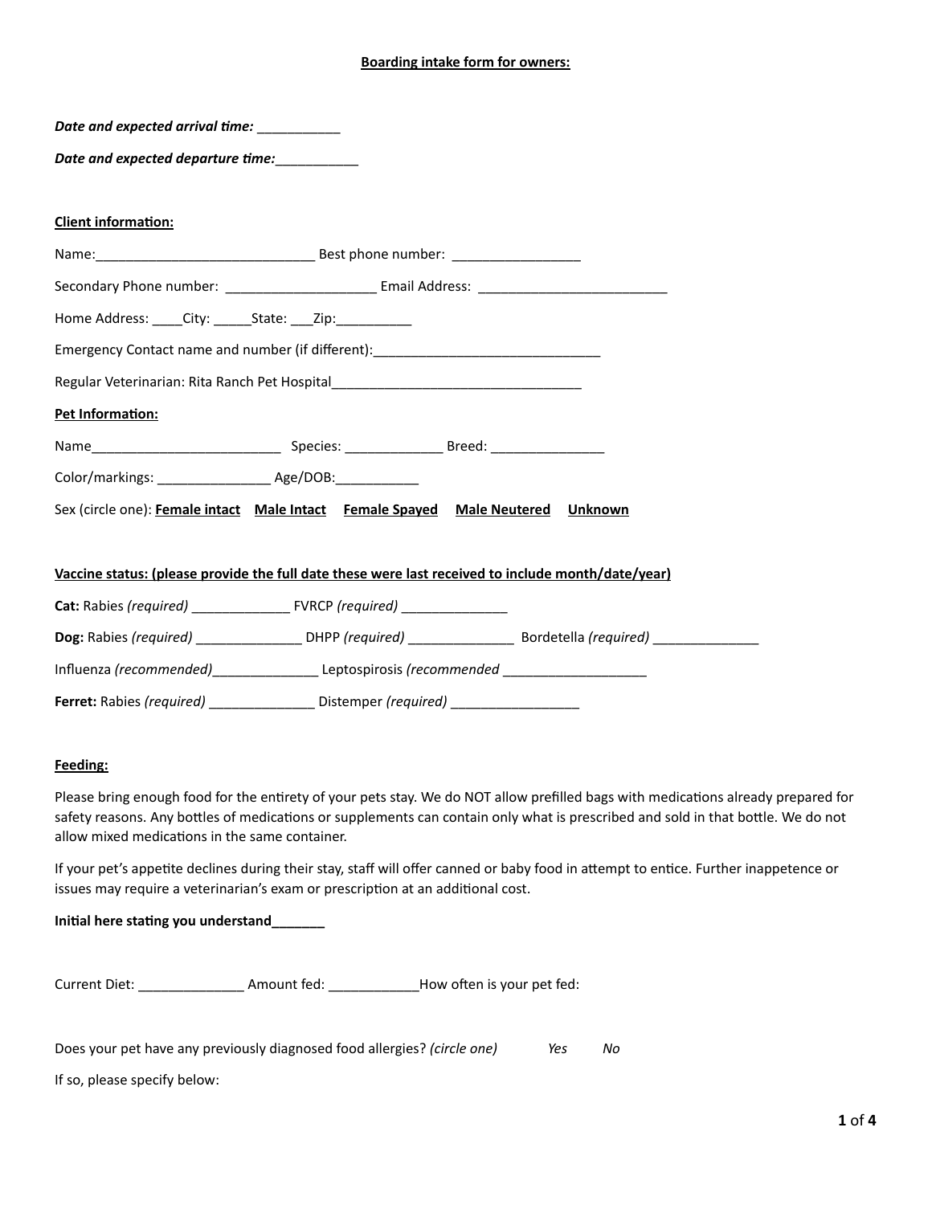**Boarding intake form for owners:**

***Date and expected arrival time:*** ___________

***Date and expected departure time:***___________

**Client information:**

Name:______________________________ Best phone number: _________________

Secondary Phone number: ____________________ Email Address: _________________________

Home Address: ____City: _____State: ___Zip:__________

Emergency Contact name and number (if different):_______________________________

Regular Veterinarian: Rita Ranch Pet Hospital__________________________________

**Pet Information:**

Name_________________________ Species: _____________ Breed: _______________

Color/markings: _______________ Age/DOB:___________

Sex (circle one): **Female intact** **Male Intact** **Female Spayed** **Male Neutered** **Unknown**

**Vaccine status: (please provide the full date these were last received to include month/date/year)**

**Cat:** Rabies *(required)* _____________ FVRCP *(required)* ______________

**Dog:** Rabies *(required)* ______________ DHPP *(required)* ______________ Bordetella *(required)* ______________

Influenza *(recommended)*______________ Leptospirosis *(recommended* ___________________

**Ferret:** Rabies *(required)* ______________ Distemper *(required)* _________________

**Feeding:**

Please bring enough food for the entirety of your pets stay. We do NOT allow prefilled bags with medications already prepared for safety reasons. Any bottles of medications or supplements can contain only what is prescribed and sold in that bottle. We do not allow mixed medications in the same container.

If your pet's appetite declines during their stay, staff will offer canned or baby food in attempt to entice. Further inappetence or issues may require a veterinarian's exam or prescription at an additional cost.

**Initial here stating you understand_______**

Current Diet: ______________ Amount fed: ____________How often is your pet fed:

Does your pet have any previously diagnosed food allergies? *(circle one)* *Yes* *No*

If so, please specify below: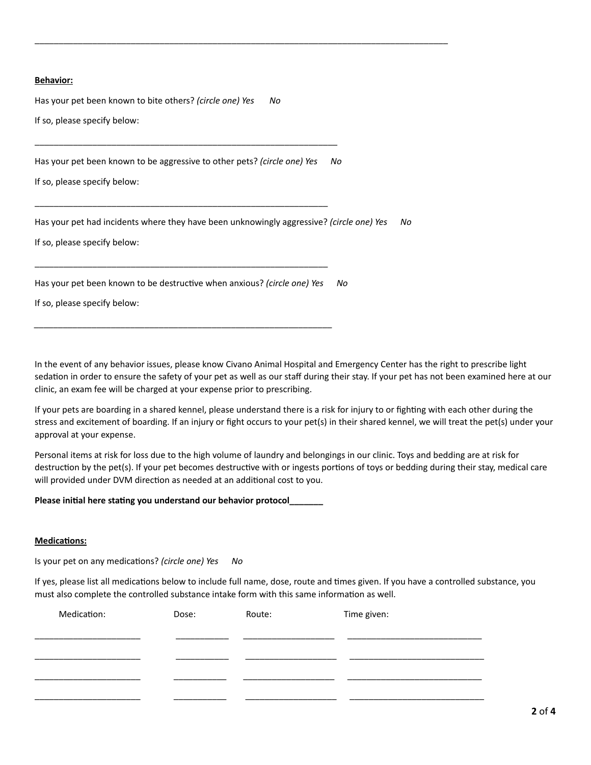________________________________________________________________________________________

**Behavior:**

Has your pet been known to bite others? *(circle one) Yes      No*

If so, please specify below:

________________________________________________________________

Has your pet been known to be aggressive to other pets? *(circle one) Yes      No*

If so, please specify below:

______________________________________________________________

Has your pet had incidents where they have been unknowingly aggressive? *(circle one) Yes      No*

If so, please specify below:

______________________________________________________________

Has your pet been known to be destructive when anxious? *(circle one) Yes      No*

If so, please specify below:

_______________________________________________________________

In the event of any behavior issues, please know Civano Animal Hospital and Emergency Center has the right to prescribe light sedation in order to ensure the safety of your pet as well as our staff during their stay. If your pet has not been examined here at our clinic, an exam fee will be charged at your expense prior to prescribing.

If your pets are boarding in a shared kennel, please understand there is a risk for injury to or fighting with each other during the stress and excitement of boarding. If an injury or fight occurs to your pet(s) in their shared kennel, we will treat the pet(s) under your approval at your expense.

Personal items at risk for loss due to the high volume of laundry and belongings in our clinic. Toys and bedding are at risk for destruction by the pet(s). If your pet becomes destructive with or ingests portions of toys or bedding during their stay, medical care will provided under DVM direction as needed at an additional cost to you.

**Please initial here stating you understand our behavior protocol_______**

**Medications:**

Is your pet on any medications? *(circle one) Yes      No*

If yes, please list all medications below to include full name, dose, route and times given. If you have a controlled substance, you must also complete the controlled substance intake form with this same information as well.

| Medication: | Dose: | Route: | Time given: |
|---|---|---|---|
| ______________________ | ___________ | ___________________ | ____________________________ |
| ______________________ | ___________ | ___________________ | ____________________________ |
| ______________________ | ___________ | ___________________ | ____________________________ |
| ______________________ | ___________ | ___________________ | ____________________________ |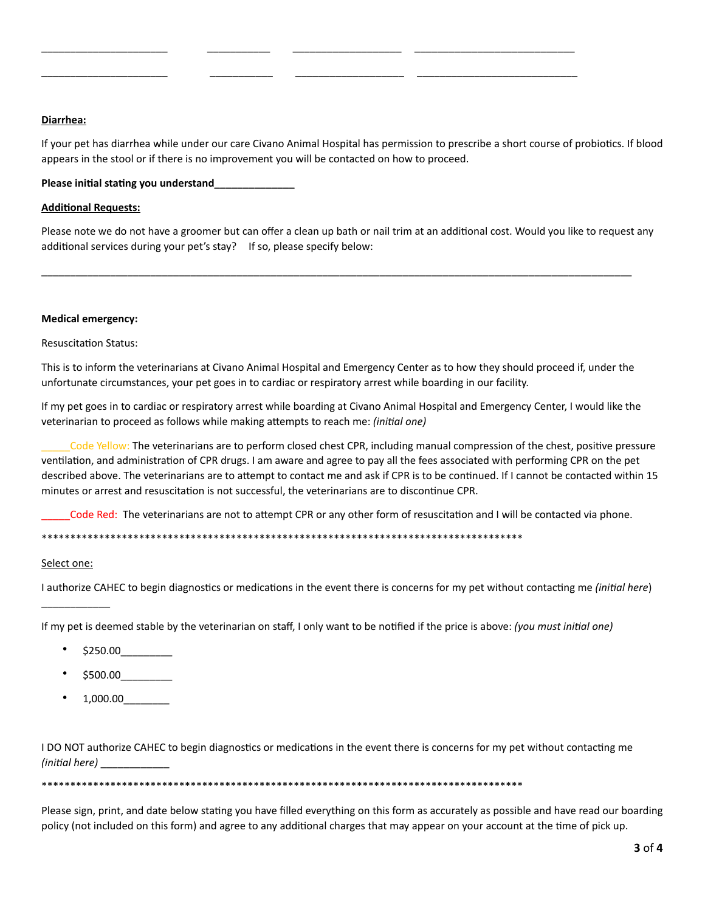______________________ ___________ ___________________ ____________________________

______________________ ___________ ___________________ ____________________________

**Diarrhea:**

If your pet has diarrhea while under our care Civano Animal Hospital has permission to prescribe a short course of probiotics. If blood appears in the stool or if there is no improvement you will be contacted on how to proceed.

**Please initial stating you understand______________**

**Additional Requests:**

Please note we do not have a groomer but can offer a clean up bath or nail trim at an additional cost. Would you like to request any additional services during your pet's stay? If so, please specify below:

______________________________________________________________________________________________________

**Medical emergency:**

Resuscitation Status:

This is to inform the veterinarians at Civano Animal Hospital and Emergency Center as to how they should proceed if, under the unfortunate circumstances, your pet goes in to cardiac or respiratory arrest while boarding in our facility.

If my pet goes in to cardiac or respiratory arrest while boarding at Civano Animal Hospital and Emergency Center, I would like the veterinarian to proceed as follows while making attempts to reach me: *(initial one)*

_____Code Yellow: The veterinarians are to perform closed chest CPR, including manual compression of the chest, positive pressure ventilation, and administration of CPR drugs. I am aware and agree to pay all the fees associated with performing CPR on the pet described above. The veterinarians are to attempt to contact me and ask if CPR is to be continued. If I cannot be contacted within 15 minutes or arrest and resuscitation is not successful, the veterinarians are to discontinue CPR.

_____Code Red: The veterinarians are not to attempt CPR or any other form of resuscitation and I will be contacted via phone.

*****************************************************************************************

Select one:

I authorize CAHEC to begin diagnostics or medications in the event there is concerns for my pet without contacting me *(initial here)*

____________

If my pet is deemed stable by the veterinarian on staff, I only want to be notified if the price is above: *(you must initial one)*

- $250.00_________
- $500.00_________
- 1,000.00________

I DO NOT authorize CAHEC to begin diagnostics or medications in the event there is concerns for my pet without contacting me *(initial here)* ____________

*****************************************************************************************

Please sign, print, and date below stating you have filled everything on this form as accurately as possible and have read our boarding policy (not included on this form) and agree to any additional charges that may appear on your account at the time of pick up.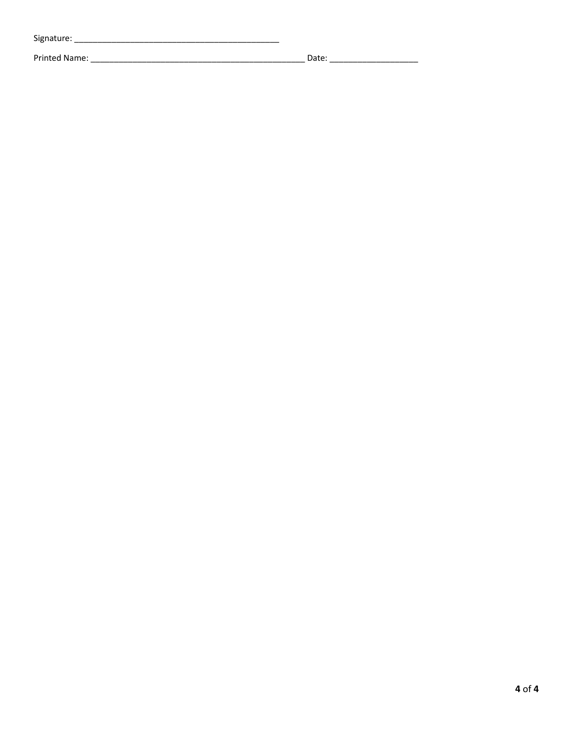Signature: ______________________________________________

Printed Name: ________________________________________________ Date: ___________________